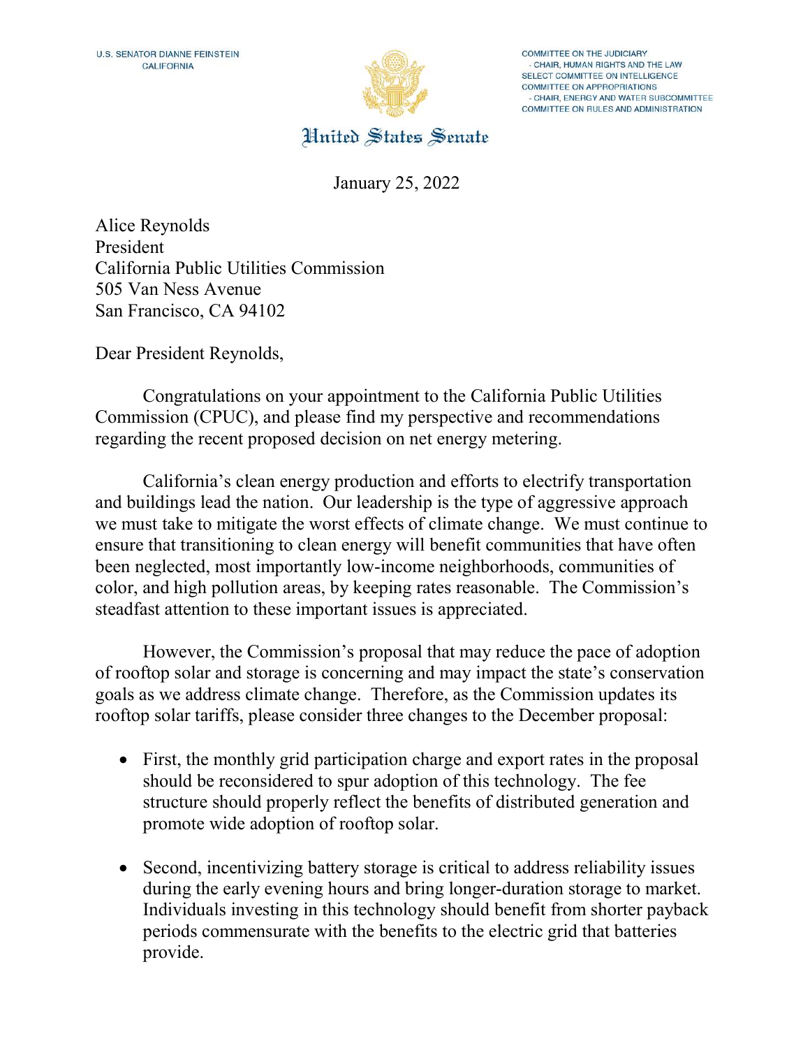U.S. SENATOR DIANNE FEINSTEIN
CALIFORNIA

COMMITTEE ON THE JUDICIARY
- CHAIR, HUMAN RIGHTS AND THE LAW
SELECT COMMITTEE ON INTELLIGENCE
COMMITTEE ON APPROPRIATIONS
- CHAIR, ENERGY AND WATER SUBCOMMITTEE
COMMITTEE ON RULES AND ADMINISTRATION

United States Senate

January 25, 2022

Alice Reynolds
President
California Public Utilities Commission
505 Van Ness Avenue
San Francisco, CA 94102

Dear President Reynolds,

Congratulations on your appointment to the California Public Utilities Commission (CPUC), and please find my perspective and recommendations regarding the recent proposed decision on net energy metering.

California's clean energy production and efforts to electrify transportation and buildings lead the nation. Our leadership is the type of aggressive approach we must take to mitigate the worst effects of climate change. We must continue to ensure that transitioning to clean energy will benefit communities that have often been neglected, most importantly low-income neighborhoods, communities of color, and high pollution areas, by keeping rates reasonable. The Commission's steadfast attention to these important issues is appreciated.

However, the Commission's proposal that may reduce the pace of adoption of rooftop solar and storage is concerning and may impact the state's conservation goals as we address climate change. Therefore, as the Commission updates its rooftop solar tariffs, please consider three changes to the December proposal:

- First, the monthly grid participation charge and export rates in the proposal should be reconsidered to spur adoption of this technology. The fee structure should properly reflect the benefits of distributed generation and promote wide adoption of rooftop solar.

- Second, incentivizing battery storage is critical to address reliability issues during the early evening hours and bring longer-duration storage to market. Individuals investing in this technology should benefit from shorter payback periods commensurate with the benefits to the electric grid that batteries provide.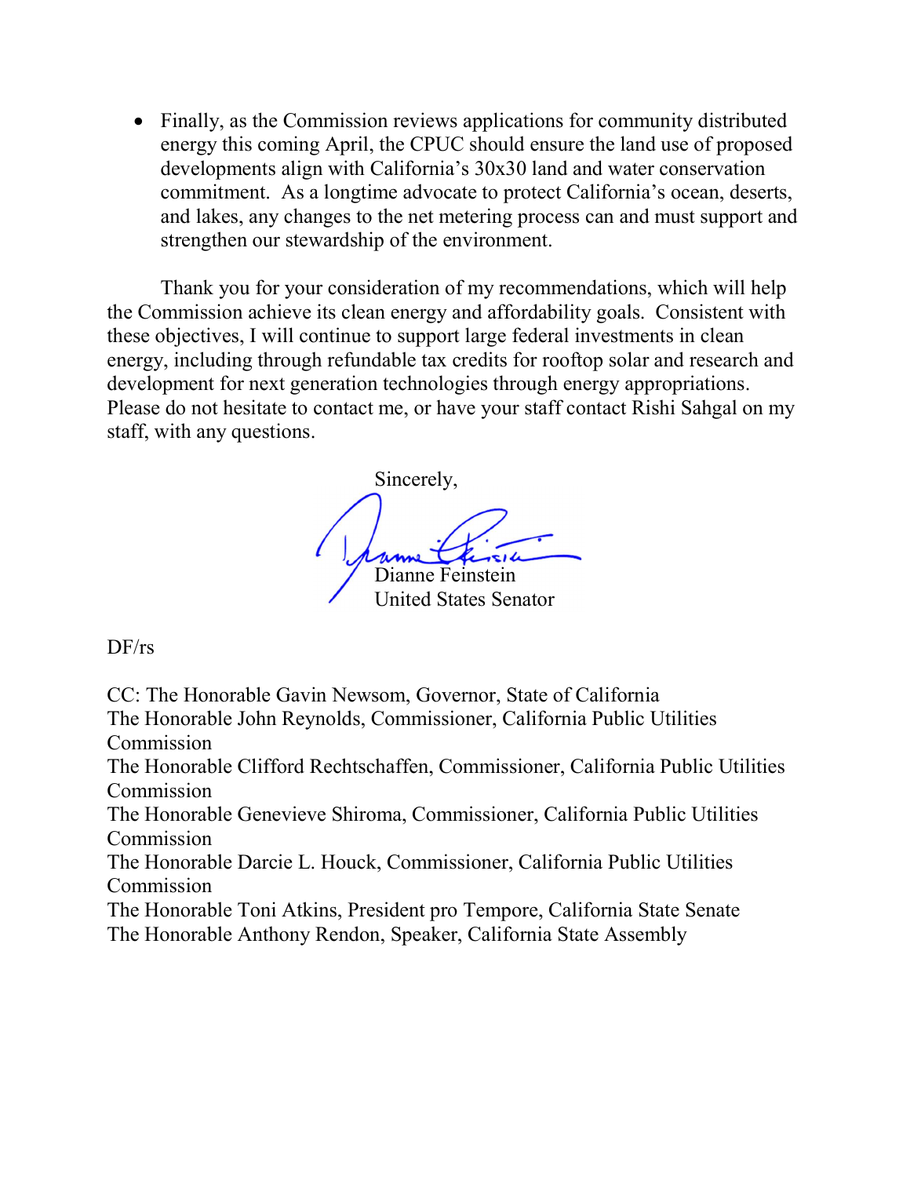- Finally, as the Commission reviews applications for community distributed energy this coming April, the CPUC should ensure the land use of proposed developments align with California's 30x30 land and water conservation commitment. As a longtime advocate to protect California's ocean, deserts, and lakes, any changes to the net metering process can and must support and strengthen our stewardship of the environment.

Thank you for your consideration of my recommendations, which will help the Commission achieve its clean energy and affordability goals. Consistent with these objectives, I will continue to support large federal investments in clean energy, including through refundable tax credits for rooftop solar and research and development for next generation technologies through energy appropriations. Please do not hesitate to contact me, or have your staff contact Rishi Sahgal on my staff, with any questions.

Sincerely,

Dianne Feinstein
United States Senator

DF/rs

CC: The Honorable Gavin Newsom, Governor, State of California
The Honorable John Reynolds, Commissioner, California Public Utilities Commission
The Honorable Clifford Rechtschaffen, Commissioner, California Public Utilities Commission
The Honorable Genevieve Shiroma, Commissioner, California Public Utilities Commission
The Honorable Darcie L. Houck, Commissioner, California Public Utilities Commission
The Honorable Toni Atkins, President pro Tempore, California State Senate
The Honorable Anthony Rendon, Speaker, California State Assembly